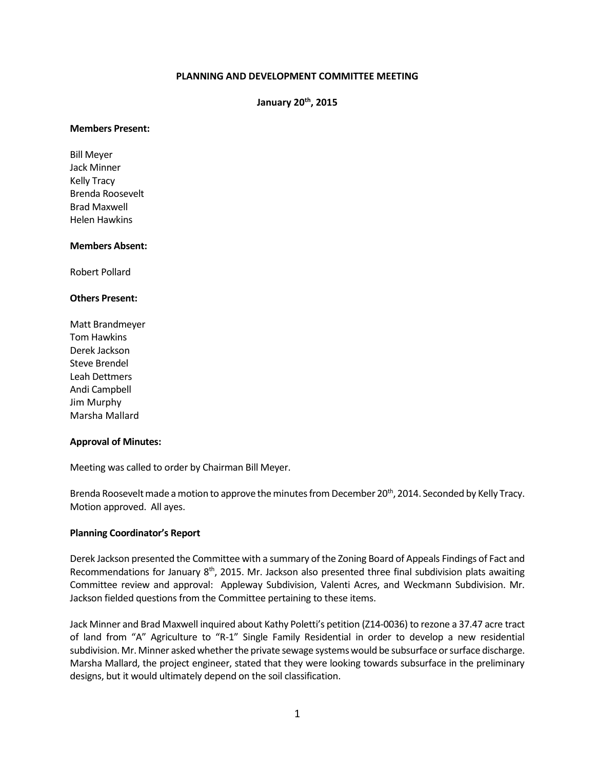# PLANNING AND DEVELOPMENT COMMITTEE MEETING

**January 20th, 2015**

**Members Present:**

Bill Meyer
Jack Minner
Kelly Tracy
Brenda Roosevelt
Brad Maxwell
Helen Hawkins

**Members Absent:**

Robert Pollard

**Others Present:**

Matt Brandmeyer
Tom Hawkins
Derek Jackson
Steve Brendel
Leah Dettmers
Andi Campbell
Jim Murphy
Marsha Mallard

**Approval of Minutes:**

Meeting was called to order by Chairman Bill Meyer.

Brenda Roosevelt made a motion to approve the minutes from December 20th, 2014. Seconded by Kelly Tracy. Motion approved. All ayes.

**Planning Coordinator's Report**

Derek Jackson presented the Committee with a summary of the Zoning Board of Appeals Findings of Fact and Recommendations for January 8th, 2015. Mr. Jackson also presented three final subdivision plats awaiting Committee review and approval: Appleway Subdivision, Valenti Acres, and Weckmann Subdivision. Mr. Jackson fielded questions from the Committee pertaining to these items.

Jack Minner and Brad Maxwell inquired about Kathy Poletti's petition (Z14-0036) to rezone a 37.47 acre tract of land from "A" Agriculture to "R-1" Single Family Residential in order to develop a new residential subdivision. Mr. Minner asked whether the private sewage systems would be subsurface or surface discharge. Marsha Mallard, the project engineer, stated that they were looking towards subsurface in the preliminary designs, but it would ultimately depend on the soil classification.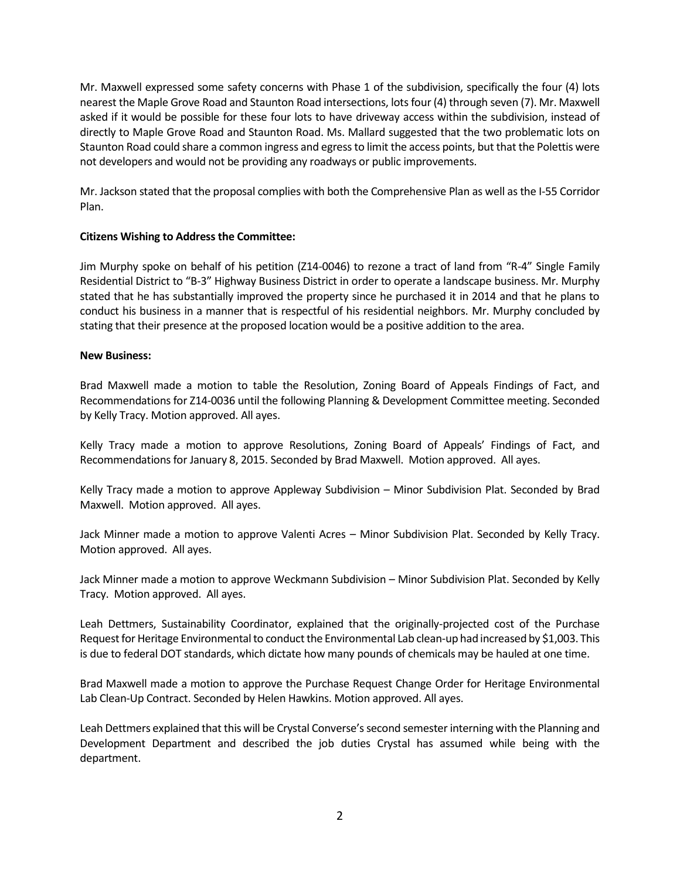Mr. Maxwell expressed some safety concerns with Phase 1 of the subdivision, specifically the four (4) lots nearest the Maple Grove Road and Staunton Road intersections, lots four (4) through seven (7). Mr. Maxwell asked if it would be possible for these four lots to have driveway access within the subdivision, instead of directly to Maple Grove Road and Staunton Road. Ms. Mallard suggested that the two problematic lots on Staunton Road could share a common ingress and egress to limit the access points, but that the Polettis were not developers and would not be providing any roadways or public improvements.

Mr. Jackson stated that the proposal complies with both the Comprehensive Plan as well as the I-55 Corridor Plan.

**Citizens Wishing to Address the Committee:**

Jim Murphy spoke on behalf of his petition (Z14-0046) to rezone a tract of land from "R-4" Single Family Residential District to "B-3" Highway Business District in order to operate a landscape business. Mr. Murphy stated that he has substantially improved the property since he purchased it in 2014 and that he plans to conduct his business in a manner that is respectful of his residential neighbors. Mr. Murphy concluded by stating that their presence at the proposed location would be a positive addition to the area.

**New Business:**

Brad Maxwell made a motion to table the Resolution, Zoning Board of Appeals Findings of Fact, and Recommendations for Z14-0036 until the following Planning & Development Committee meeting. Seconded by Kelly Tracy. Motion approved. All ayes.

Kelly Tracy made a motion to approve Resolutions, Zoning Board of Appeals' Findings of Fact, and Recommendations for January 8, 2015. Seconded by Brad Maxwell. Motion approved. All ayes.

Kelly Tracy made a motion to approve Appleway Subdivision – Minor Subdivision Plat. Seconded by Brad Maxwell. Motion approved. All ayes.

Jack Minner made a motion to approve Valenti Acres – Minor Subdivision Plat. Seconded by Kelly Tracy. Motion approved. All ayes.

Jack Minner made a motion to approve Weckmann Subdivision – Minor Subdivision Plat. Seconded by Kelly Tracy. Motion approved. All ayes.

Leah Dettmers, Sustainability Coordinator, explained that the originally-projected cost of the Purchase Request for Heritage Environmental to conduct the Environmental Lab clean-up had increased by $1,003. This is due to federal DOT standards, which dictate how many pounds of chemicals may be hauled at one time.

Brad Maxwell made a motion to approve the Purchase Request Change Order for Heritage Environmental Lab Clean-Up Contract. Seconded by Helen Hawkins. Motion approved. All ayes.

Leah Dettmers explained that this will be Crystal Converse's second semester interning with the Planning and Development Department and described the job duties Crystal has assumed while being with the department.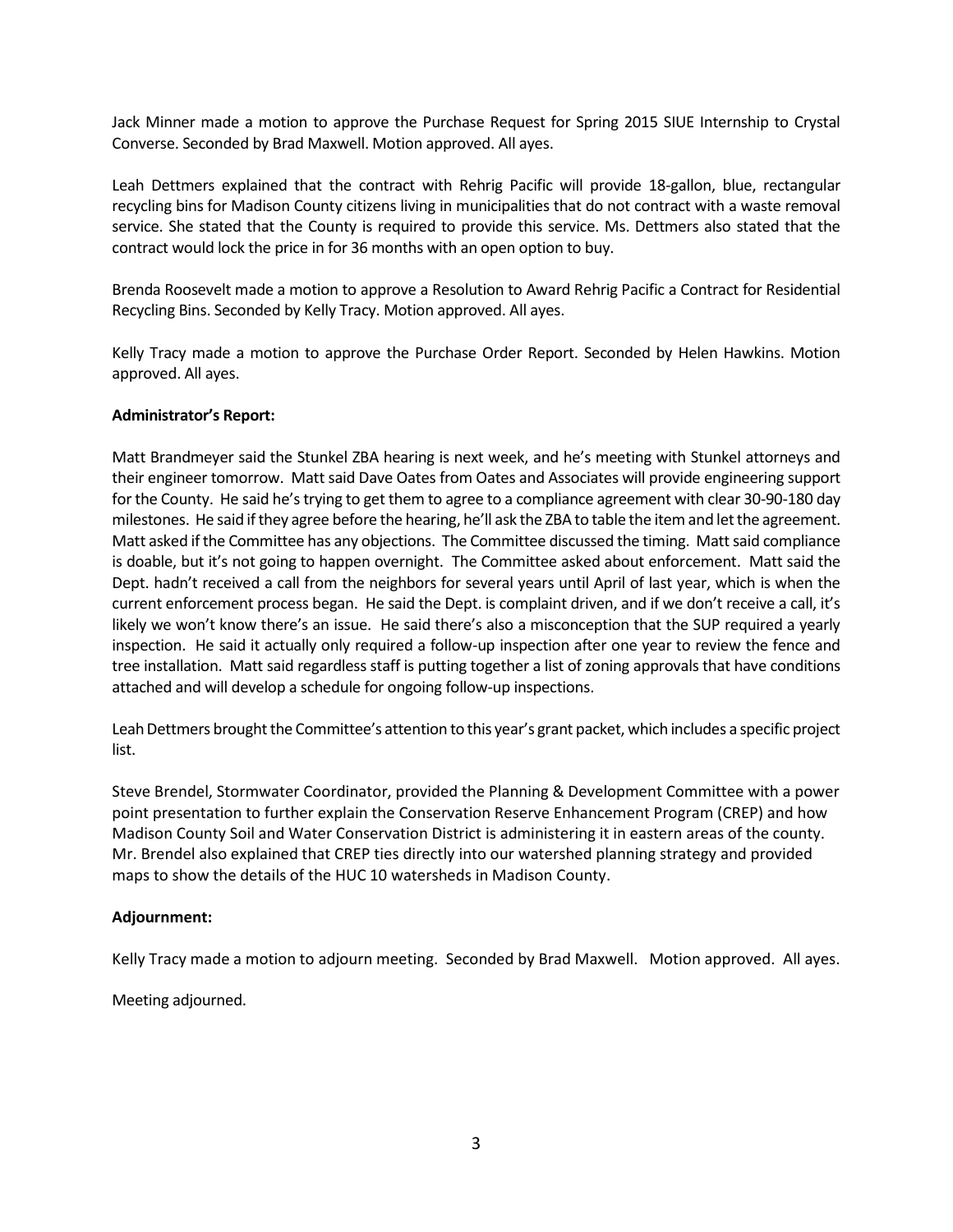Jack Minner made a motion to approve the Purchase Request for Spring 2015 SIUE Internship to Crystal Converse. Seconded by Brad Maxwell. Motion approved. All ayes.

Leah Dettmers explained that the contract with Rehrig Pacific will provide 18-gallon, blue, rectangular recycling bins for Madison County citizens living in municipalities that do not contract with a waste removal service. She stated that the County is required to provide this service. Ms. Dettmers also stated that the contract would lock the price in for 36 months with an open option to buy.

Brenda Roosevelt made a motion to approve a Resolution to Award Rehrig Pacific a Contract for Residential Recycling Bins. Seconded by Kelly Tracy. Motion approved. All ayes.

Kelly Tracy made a motion to approve the Purchase Order Report. Seconded by Helen Hawkins. Motion approved. All ayes.

**Administrator's Report:**

Matt Brandmeyer said the Stunkel ZBA hearing is next week, and he's meeting with Stunkel attorneys and their engineer tomorrow. Matt said Dave Oates from Oates and Associates will provide engineering support for the County. He said he's trying to get them to agree to a compliance agreement with clear 30-90-180 day milestones. He said if they agree before the hearing, he'll ask the ZBA to table the item and let the agreement. Matt asked if the Committee has any objections. The Committee discussed the timing. Matt said compliance is doable, but it's not going to happen overnight. The Committee asked about enforcement. Matt said the Dept. hadn't received a call from the neighbors for several years until April of last year, which is when the current enforcement process began. He said the Dept. is complaint driven, and if we don't receive a call, it's likely we won't know there's an issue. He said there's also a misconception that the SUP required a yearly inspection. He said it actually only required a follow-up inspection after one year to review the fence and tree installation. Matt said regardless staff is putting together a list of zoning approvals that have conditions attached and will develop a schedule for ongoing follow-up inspections.

Leah Dettmers brought the Committee's attention to this year's grant packet, which includes a specific project list.

Steve Brendel, Stormwater Coordinator, provided the Planning & Development Committee with a power point presentation to further explain the Conservation Reserve Enhancement Program (CREP) and how Madison County Soil and Water Conservation District is administering it in eastern areas of the county. Mr. Brendel also explained that CREP ties directly into our watershed planning strategy and provided maps to show the details of the HUC 10 watersheds in Madison County.

**Adjournment:**

Kelly Tracy made a motion to adjourn meeting. Seconded by Brad Maxwell. Motion approved. All ayes.

Meeting adjourned.